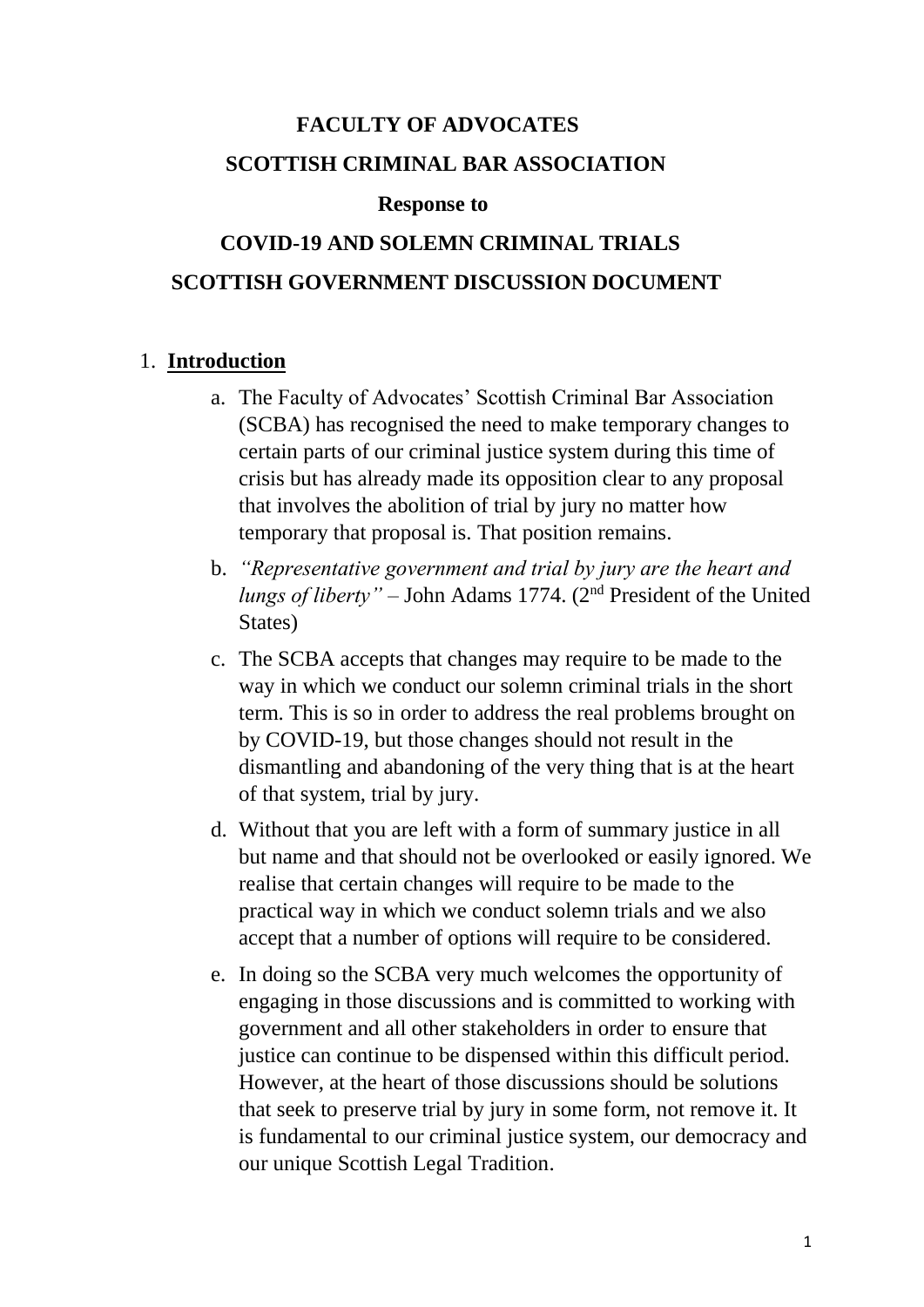**FACULTY OF ADVOCATES**

**SCOTTISH CRIMINAL BAR ASSOCIATION**

**Response to**

**COVID-19 AND SOLEMN CRIMINAL TRIALS**

**SCOTTISH GOVERNMENT DISCUSSION DOCUMENT**

1. **Introduction**

   a. The Faculty of Advocates' Scottish Criminal Bar Association (SCBA) has recognised the need to make temporary changes to certain parts of our criminal justice system during this time of crisis but has already made its opposition clear to any proposal that involves the abolition of trial by jury no matter how temporary that proposal is. That position remains.

   b. *"Representative government and trial by jury are the heart and lungs of liberty"* – John Adams 1774. (2nd President of the United States)

   c. The SCBA accepts that changes may require to be made to the way in which we conduct our solemn criminal trials in the short term. This is so in order to address the real problems brought on by COVID-19, but those changes should not result in the dismantling and abandoning of the very thing that is at the heart of that system, trial by jury.

   d. Without that you are left with a form of summary justice in all but name and that should not be overlooked or easily ignored. We realise that certain changes will require to be made to the practical way in which we conduct solemn trials and we also accept that a number of options will require to be considered.

   e. In doing so the SCBA very much welcomes the opportunity of engaging in those discussions and is committed to working with government and all other stakeholders in order to ensure that justice can continue to be dispensed within this difficult period. However, at the heart of those discussions should be solutions that seek to preserve trial by jury in some form, not remove it. It is fundamental to our criminal justice system, our democracy and our unique Scottish Legal Tradition.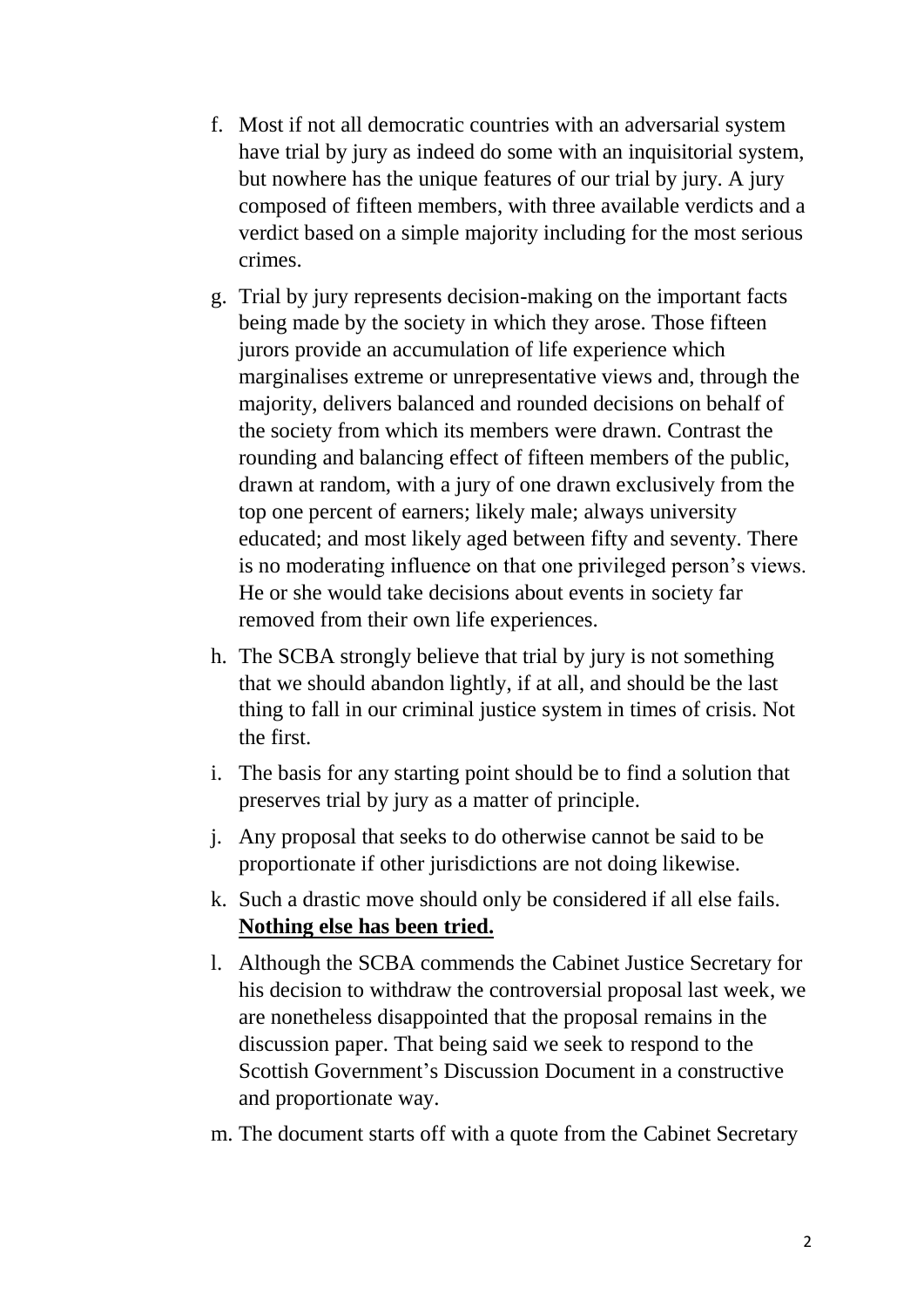f. Most if not all democratic countries with an adversarial system have trial by jury as indeed do some with an inquisitorial system, but nowhere has the unique features of our trial by jury. A jury composed of fifteen members, with three available verdicts and a verdict based on a simple majority including for the most serious crimes.

g. Trial by jury represents decision-making on the important facts being made by the society in which they arose. Those fifteen jurors provide an accumulation of life experience which marginalises extreme or unrepresentative views and, through the majority, delivers balanced and rounded decisions on behalf of the society from which its members were drawn. Contrast the rounding and balancing effect of fifteen members of the public, drawn at random, with a jury of one drawn exclusively from the top one percent of earners; likely male; always university educated; and most likely aged between fifty and seventy. There is no moderating influence on that one privileged person's views. He or she would take decisions about events in society far removed from their own life experiences.

h. The SCBA strongly believe that trial by jury is not something that we should abandon lightly, if at all, and should be the last thing to fall in our criminal justice system in times of crisis. Not the first.

i. The basis for any starting point should be to find a solution that preserves trial by jury as a matter of principle.

j. Any proposal that seeks to do otherwise cannot be said to be proportionate if other jurisdictions are not doing likewise.

k. Such a drastic move should only be considered if all else fails. **<u>Nothing else has been tried.</u>**

l. Although the SCBA commends the Cabinet Justice Secretary for his decision to withdraw the controversial proposal last week, we are nonetheless disappointed that the proposal remains in the discussion paper. That being said we seek to respond to the Scottish Government's Discussion Document in a constructive and proportionate way.

m. The document starts off with a quote from the Cabinet Secretary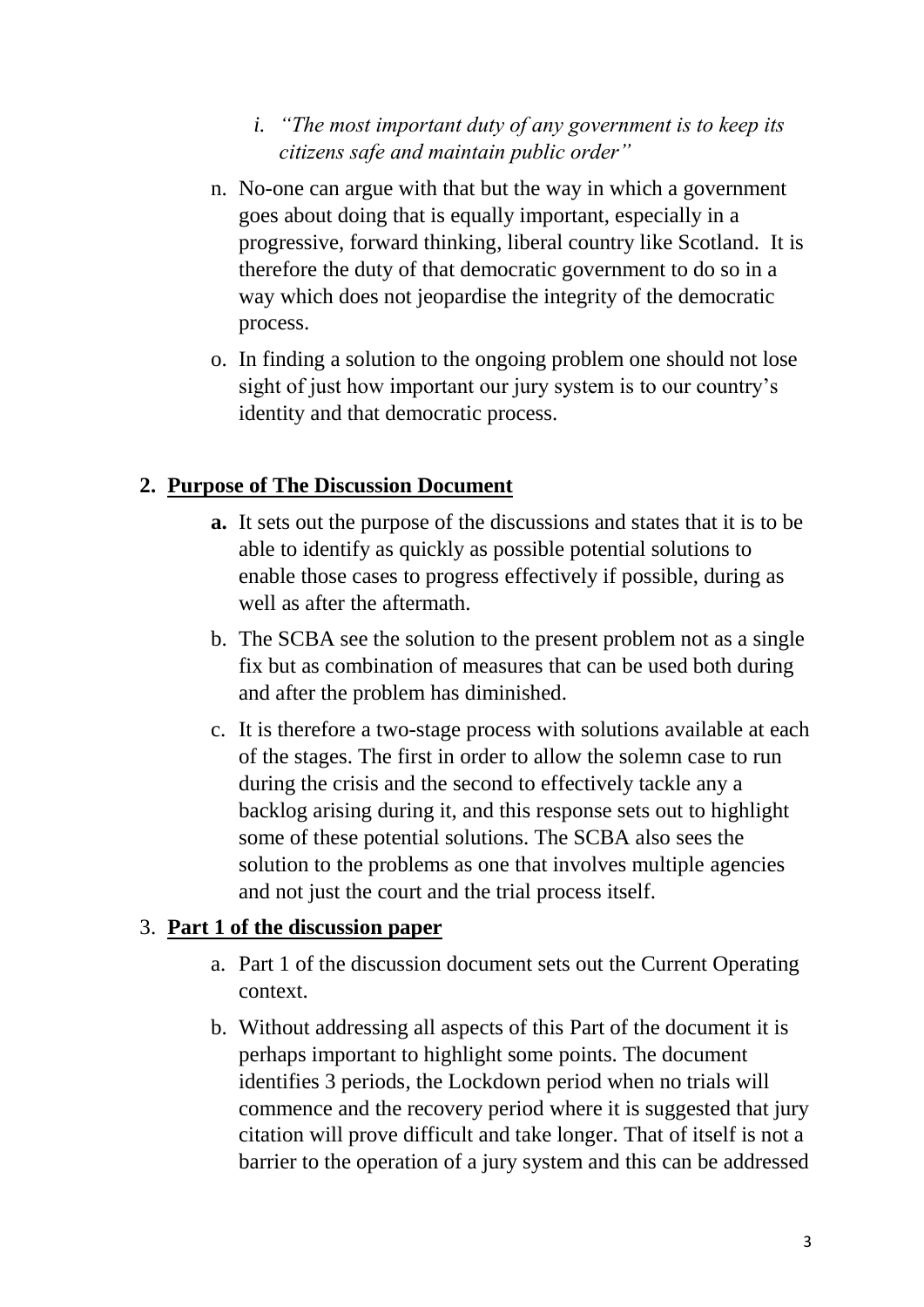i. *"The most important duty of any government is to keep its citizens safe and maintain public order"*

n. No-one can argue with that but the way in which a government goes about doing that is equally important, especially in a progressive, forward thinking, liberal country like Scotland. It is therefore the duty of that democratic government to do so in a way which does not jeopardise the integrity of the democratic process.

o. In finding a solution to the ongoing problem one should not lose sight of just how important our jury system is to our country's identity and that democratic process.

## 2. Purpose of The Discussion Document

**a.** It sets out the purpose of the discussions and states that it is to be able to identify as quickly as possible potential solutions to enable those cases to progress effectively if possible, during as well as after the aftermath.

b. The SCBA see the solution to the present problem not as a single fix but as combination of measures that can be used both during and after the problem has diminished.

c. It is therefore a two-stage process with solutions available at each of the stages. The first in order to allow the solemn case to run during the crisis and the second to effectively tackle any a backlog arising during it, and this response sets out to highlight some of these potential solutions. The SCBA also sees the solution to the problems as one that involves multiple agencies and not just the court and the trial process itself.

## 3. Part 1 of the discussion paper

a. Part 1 of the discussion document sets out the Current Operating context.

b. Without addressing all aspects of this Part of the document it is perhaps important to highlight some points. The document identifies 3 periods, the Lockdown period when no trials will commence and the recovery period where it is suggested that jury citation will prove difficult and take longer. That of itself is not a barrier to the operation of a jury system and this can be addressed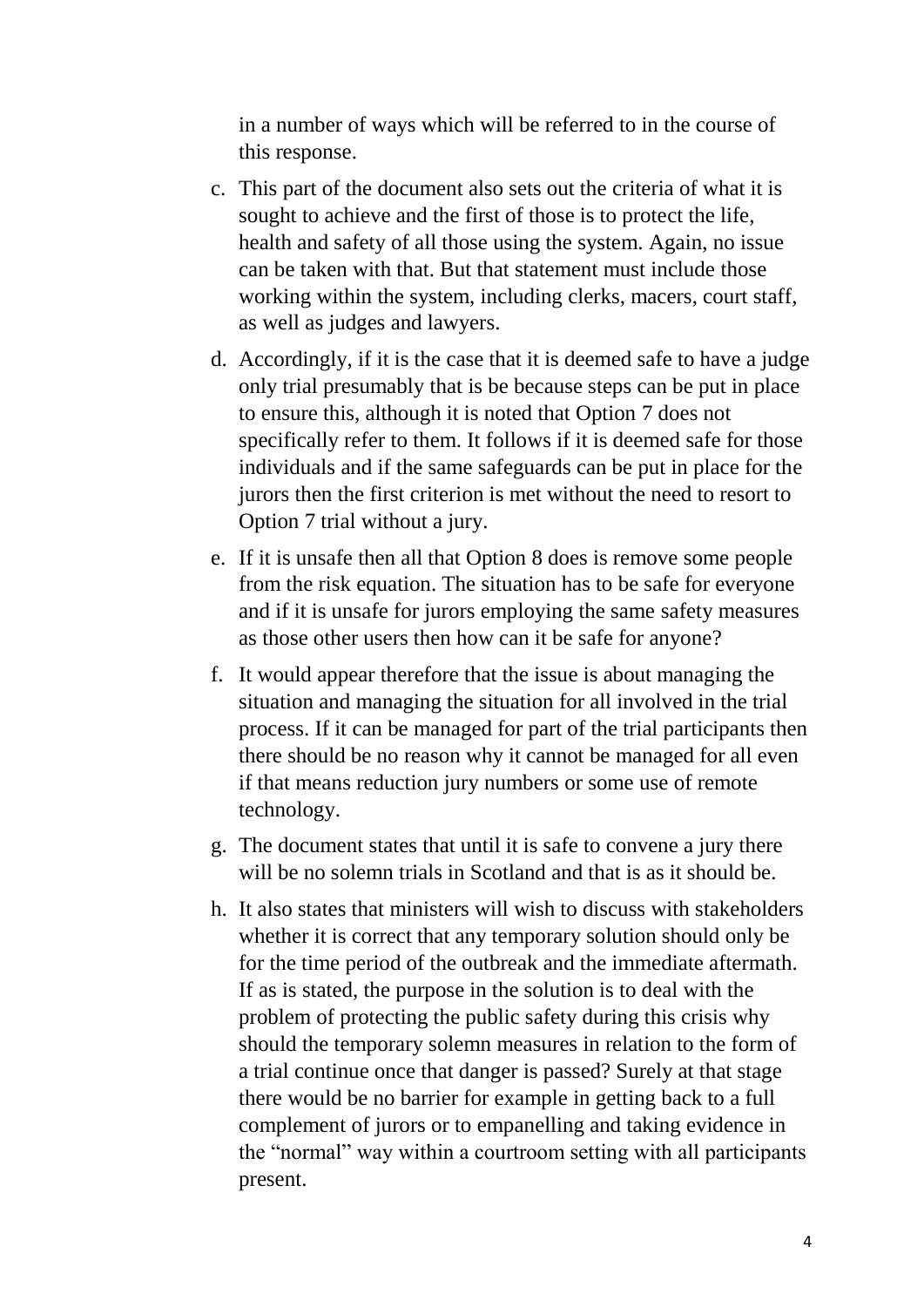in a number of ways which will be referred to in the course of this response.

c. This part of the document also sets out the criteria of what it is sought to achieve and the first of those is to protect the life, health and safety of all those using the system. Again, no issue can be taken with that. But that statement must include those working within the system, including clerks, macers, court staff, as well as judges and lawyers.

d. Accordingly, if it is the case that it is deemed safe to have a judge only trial presumably that is be because steps can be put in place to ensure this, although it is noted that Option 7 does not specifically refer to them. It follows if it is deemed safe for those individuals and if the same safeguards can be put in place for the jurors then the first criterion is met without the need to resort to Option 7 trial without a jury.

e. If it is unsafe then all that Option 8 does is remove some people from the risk equation. The situation has to be safe for everyone and if it is unsafe for jurors employing the same safety measures as those other users then how can it be safe for anyone?

f. It would appear therefore that the issue is about managing the situation and managing the situation for all involved in the trial process. If it can be managed for part of the trial participants then there should be no reason why it cannot be managed for all even if that means reduction jury numbers or some use of remote technology.

g. The document states that until it is safe to convene a jury there will be no solemn trials in Scotland and that is as it should be.

h. It also states that ministers will wish to discuss with stakeholders whether it is correct that any temporary solution should only be for the time period of the outbreak and the immediate aftermath. If as is stated, the purpose in the solution is to deal with the problem of protecting the public safety during this crisis why should the temporary solemn measures in relation to the form of a trial continue once that danger is passed? Surely at that stage there would be no barrier for example in getting back to a full complement of jurors or to empanelling and taking evidence in the "normal" way within a courtroom setting with all participants present.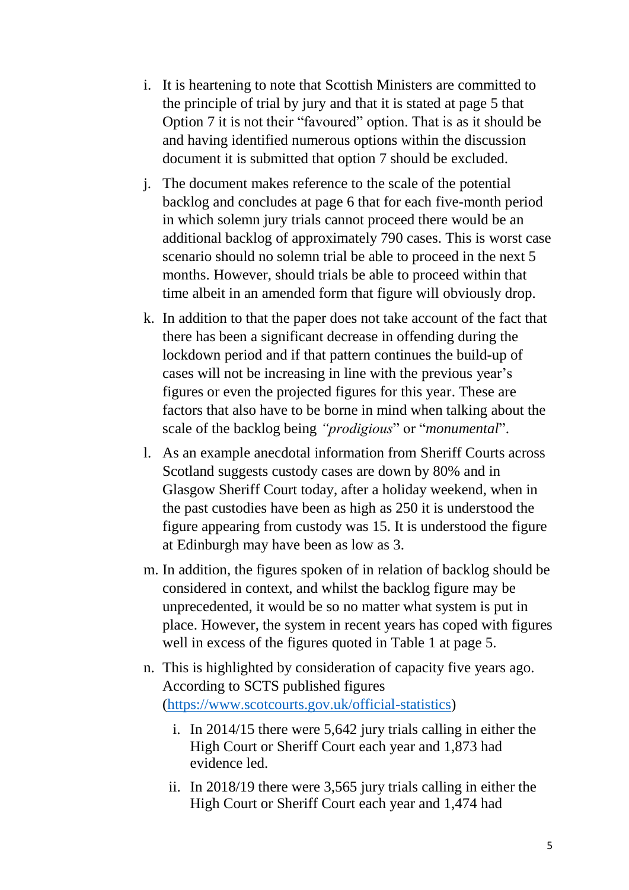i. It is heartening to note that Scottish Ministers are committed to the principle of trial by jury and that it is stated at page 5 that Option 7 it is not their "favoured" option. That is as it should be and having identified numerous options within the discussion document it is submitted that option 7 should be excluded.

j. The document makes reference to the scale of the potential backlog and concludes at page 6 that for each five-month period in which solemn jury trials cannot proceed there would be an additional backlog of approximately 790 cases. This is worst case scenario should no solemn trial be able to proceed in the next 5 months. However, should trials be able to proceed within that time albeit in an amended form that figure will obviously drop.

k. In addition to that the paper does not take account of the fact that there has been a significant decrease in offending during the lockdown period and if that pattern continues the build-up of cases will not be increasing in line with the previous year's figures or even the projected figures for this year. These are factors that also have to be borne in mind when talking about the scale of the backlog being *"prodigious"* or "*monumental*".

l. As an example anecdotal information from Sheriff Courts across Scotland suggests custody cases are down by 80% and in Glasgow Sheriff Court today, after a holiday weekend, when in the past custodies have been as high as 250 it is understood the figure appearing from custody was 15. It is understood the figure at Edinburgh may have been as low as 3.

m. In addition, the figures spoken of in relation of backlog should be considered in context, and whilst the backlog figure may be unprecedented, it would be so no matter what system is put in place. However, the system in recent years has coped with figures well in excess of the figures quoted in Table 1 at page 5.

n. This is highlighted by consideration of capacity five years ago. According to SCTS published figures (https://www.scotcourts.gov.uk/official-statistics)

   i. In 2014/15 there were 5,642 jury trials calling in either the High Court or Sheriff Court each year and 1,873 had evidence led.

   ii. In 2018/19 there were 3,565 jury trials calling in either the High Court or Sheriff Court each year and 1,474 had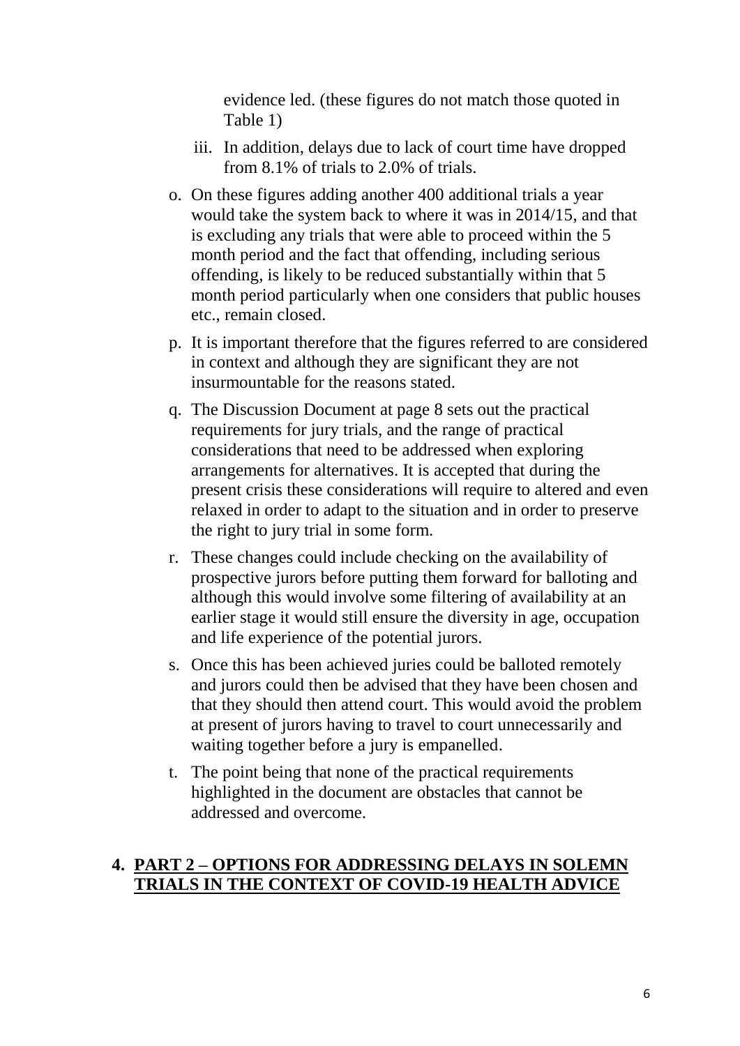evidence led. (these figures do not match those quoted in Table 1)

iii. In addition, delays due to lack of court time have dropped from 8.1% of trials to 2.0% of trials.

o. On these figures adding another 400 additional trials a year would take the system back to where it was in 2014/15, and that is excluding any trials that were able to proceed within the 5 month period and the fact that offending, including serious offending, is likely to be reduced substantially within that 5 month period particularly when one considers that public houses etc., remain closed.

p. It is important therefore that the figures referred to are considered in context and although they are significant they are not insurmountable for the reasons stated.

q. The Discussion Document at page 8 sets out the practical requirements for jury trials, and the range of practical considerations that need to be addressed when exploring arrangements for alternatives. It is accepted that during the present crisis these considerations will require to altered and even relaxed in order to adapt to the situation and in order to preserve the right to jury trial in some form.

r. These changes could include checking on the availability of prospective jurors before putting them forward for balloting and although this would involve some filtering of availability at an earlier stage it would still ensure the diversity in age, occupation and life experience of the potential jurors.

s. Once this has been achieved juries could be balloted remotely and jurors could then be advised that they have been chosen and that they should then attend court. This would avoid the problem at present of jurors having to travel to court unnecessarily and waiting together before a jury is empanelled.

t. The point being that none of the practical requirements highlighted in the document are obstacles that cannot be addressed and overcome.

## 4. PART 2 – OPTIONS FOR ADDRESSING DELAYS IN SOLEMN TRIALS IN THE CONTEXT OF COVID-19 HEALTH ADVICE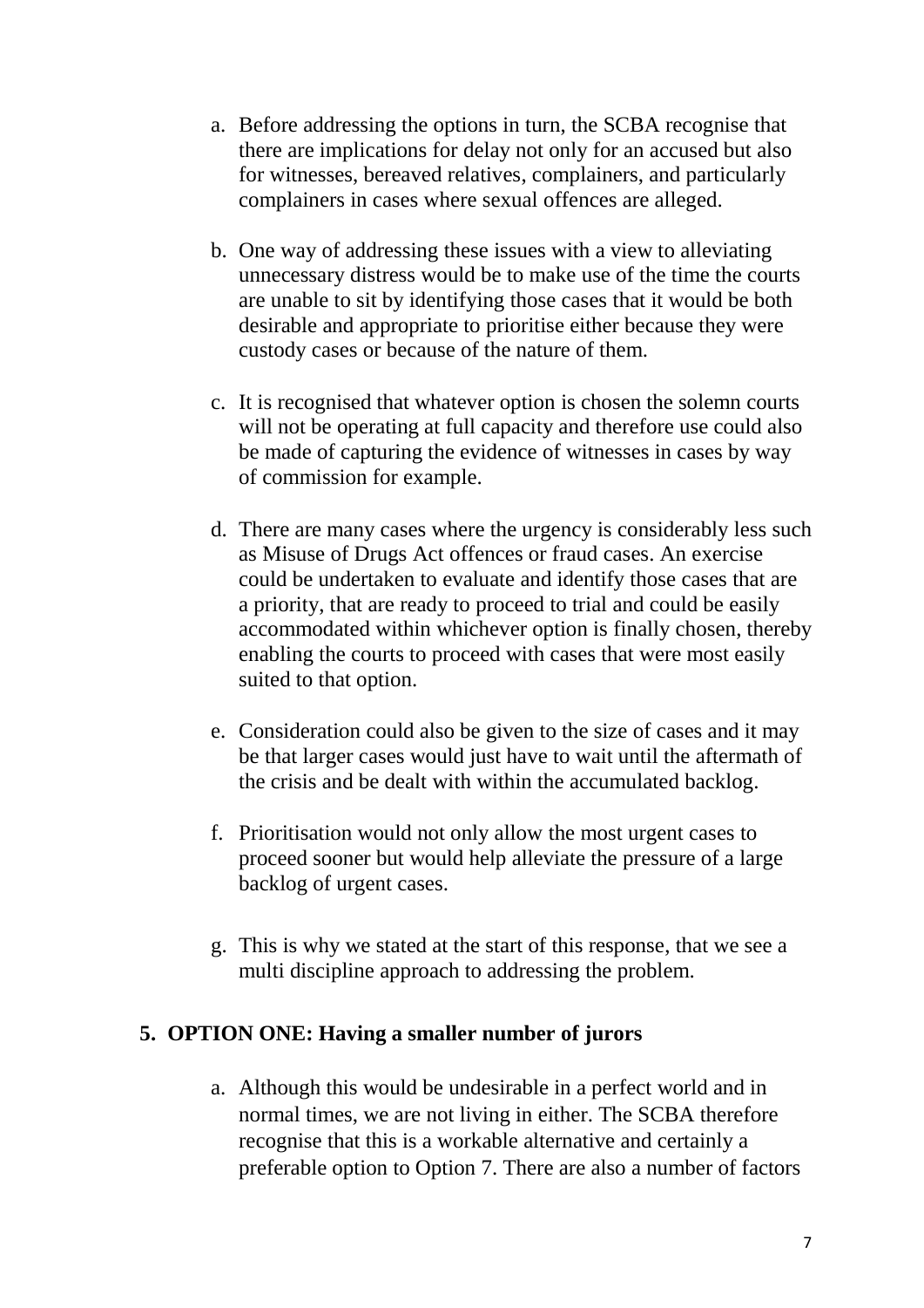a. Before addressing the options in turn, the SCBA recognise that there are implications for delay not only for an accused but also for witnesses, bereaved relatives, complainers, and particularly complainers in cases where sexual offences are alleged.

b. One way of addressing these issues with a view to alleviating unnecessary distress would be to make use of the time the courts are unable to sit by identifying those cases that it would be both desirable and appropriate to prioritise either because they were custody cases or because of the nature of them.

c. It is recognised that whatever option is chosen the solemn courts will not be operating at full capacity and therefore use could also be made of capturing the evidence of witnesses in cases by way of commission for example.

d. There are many cases where the urgency is considerably less such as Misuse of Drugs Act offences or fraud cases. An exercise could be undertaken to evaluate and identify those cases that are a priority, that are ready to proceed to trial and could be easily accommodated within whichever option is finally chosen, thereby enabling the courts to proceed with cases that were most easily suited to that option.

e. Consideration could also be given to the size of cases and it may be that larger cases would just have to wait until the aftermath of the crisis and be dealt with within the accumulated backlog.

f. Prioritisation would not only allow the most urgent cases to proceed sooner but would help alleviate the pressure of a large backlog of urgent cases.

g. This is why we stated at the start of this response, that we see a multi discipline approach to addressing the problem.

## 5. OPTION ONE: Having a smaller number of jurors

a. Although this would be undesirable in a perfect world and in normal times, we are not living in either. The SCBA therefore recognise that this is a workable alternative and certainly a preferable option to Option 7. There are also a number of factors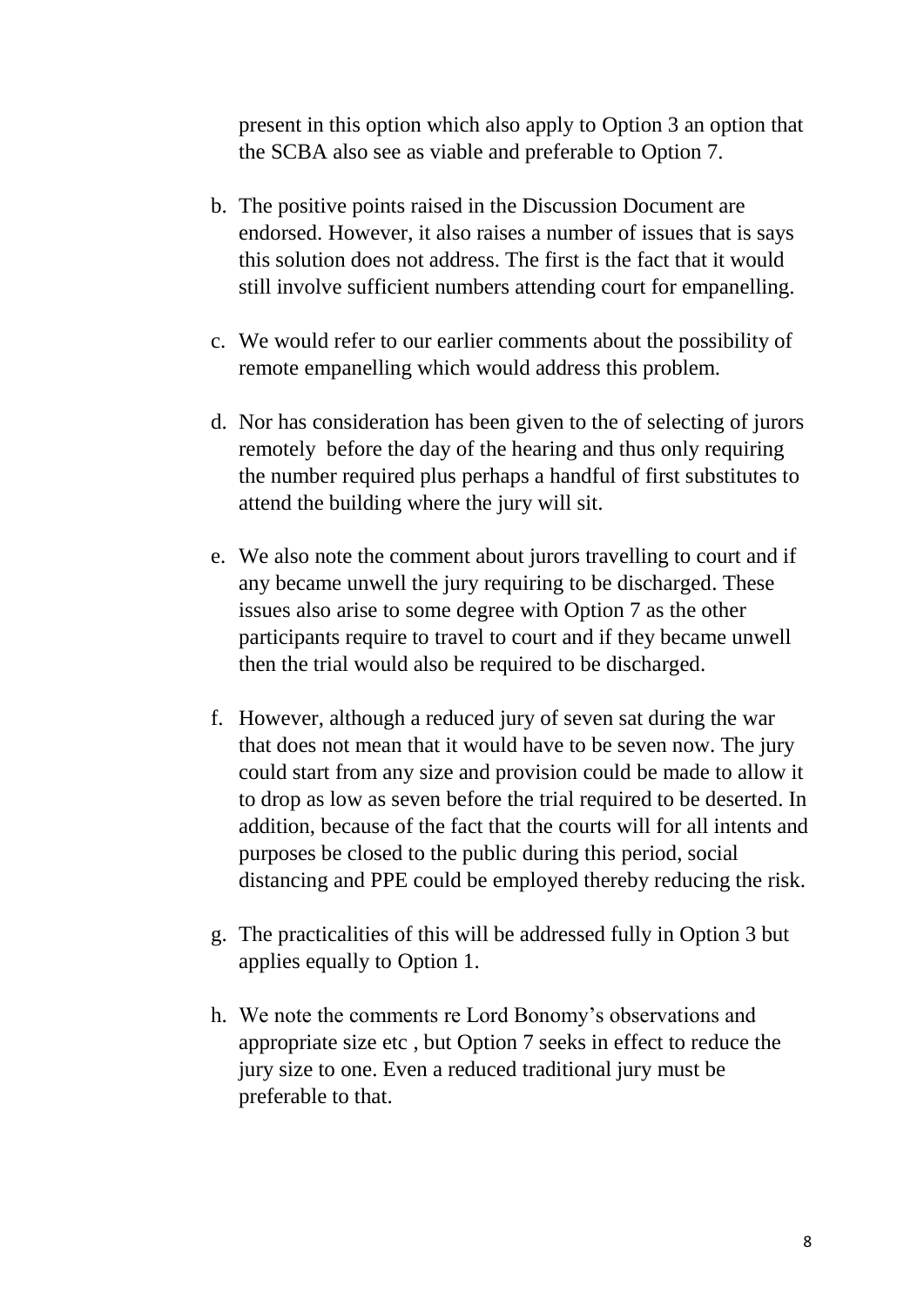present in this option which also apply to Option 3 an option that the SCBA also see as viable and preferable to Option 7.

b. The positive points raised in the Discussion Document are endorsed. However, it also raises a number of issues that is says this solution does not address. The first is the fact that it would still involve sufficient numbers attending court for empanelling.

c. We would refer to our earlier comments about the possibility of remote empanelling which would address this problem.

d. Nor has consideration has been given to the of selecting of jurors remotely before the day of the hearing and thus only requiring the number required plus perhaps a handful of first substitutes to attend the building where the jury will sit.

e. We also note the comment about jurors travelling to court and if any became unwell the jury requiring to be discharged. These issues also arise to some degree with Option 7 as the other participants require to travel to court and if they became unwell then the trial would also be required to be discharged.

f. However, although a reduced jury of seven sat during the war that does not mean that it would have to be seven now. The jury could start from any size and provision could be made to allow it to drop as low as seven before the trial required to be deserted. In addition, because of the fact that the courts will for all intents and purposes be closed to the public during this period, social distancing and PPE could be employed thereby reducing the risk.

g. The practicalities of this will be addressed fully in Option 3 but applies equally to Option 1.

h. We note the comments re Lord Bonomy's observations and appropriate size etc , but Option 7 seeks in effect to reduce the jury size to one. Even a reduced traditional jury must be preferable to that.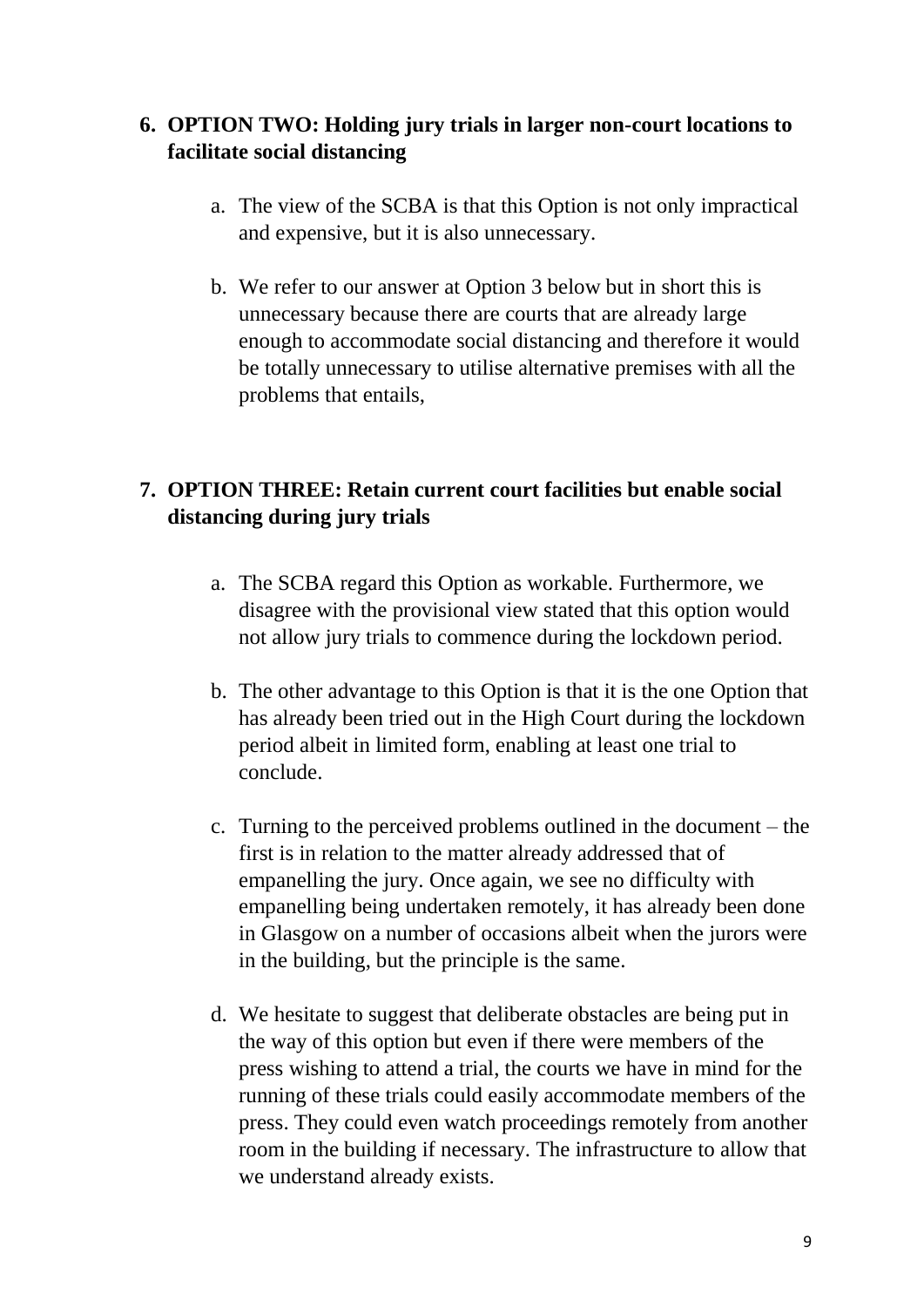6. **OPTION TWO: Holding jury trials in larger non-court locations to facilitate social distancing**

   a. The view of the SCBA is that this Option is not only impractical and expensive, but it is also unnecessary.

   b. We refer to our answer at Option 3 below but in short this is unnecessary because there are courts that are already large enough to accommodate social distancing and therefore it would be totally unnecessary to utilise alternative premises with all the problems that entails,

7. **OPTION THREE: Retain current court facilities but enable social distancing during jury trials**

   a. The SCBA regard this Option as workable. Furthermore, we disagree with the provisional view stated that this option would not allow jury trials to commence during the lockdown period.

   b. The other advantage to this Option is that it is the one Option that has already been tried out in the High Court during the lockdown period albeit in limited form, enabling at least one trial to conclude.

   c. Turning to the perceived problems outlined in the document – the first is in relation to the matter already addressed that of empanelling the jury. Once again, we see no difficulty with empanelling being undertaken remotely, it has already been done in Glasgow on a number of occasions albeit when the jurors were in the building, but the principle is the same.

   d. We hesitate to suggest that deliberate obstacles are being put in the way of this option but even if there were members of the press wishing to attend a trial, the courts we have in mind for the running of these trials could easily accommodate members of the press. They could even watch proceedings remotely from another room in the building if necessary. The infrastructure to allow that we understand already exists.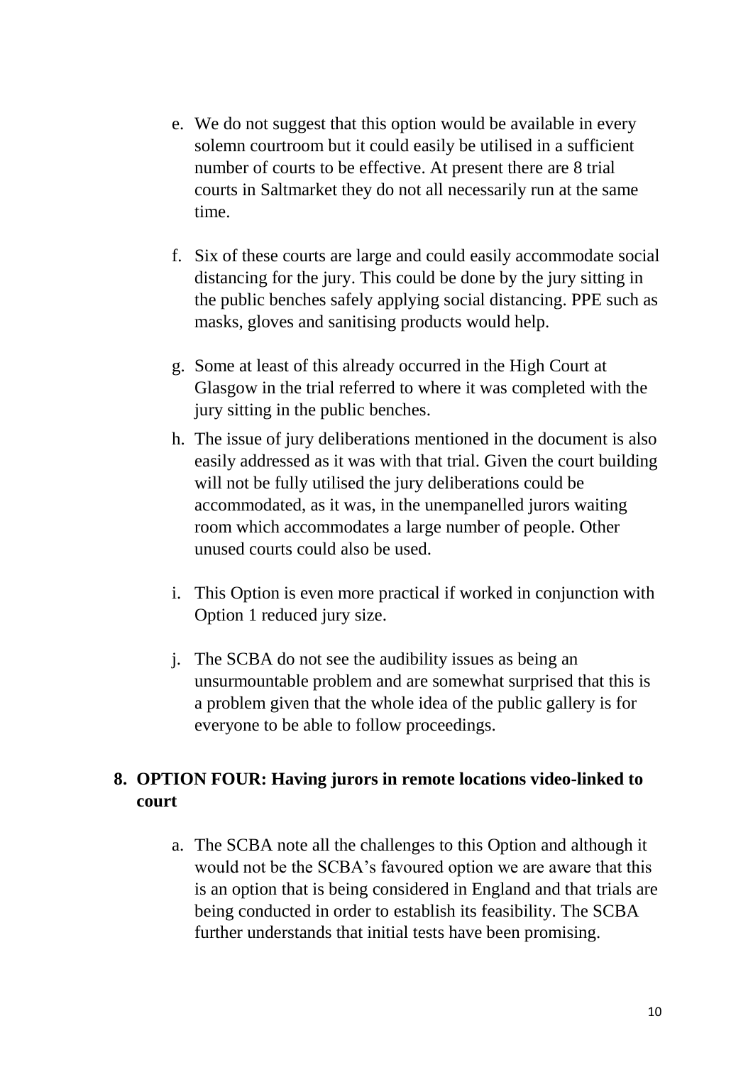e. We do not suggest that this option would be available in every solemn courtroom but it could easily be utilised in a sufficient number of courts to be effective. At present there are 8 trial courts in Saltmarket they do not all necessarily run at the same time.

f. Six of these courts are large and could easily accommodate social distancing for the jury. This could be done by the jury sitting in the public benches safely applying social distancing. PPE such as masks, gloves and sanitising products would help.

g. Some at least of this already occurred in the High Court at Glasgow in the trial referred to where it was completed with the jury sitting in the public benches.

h. The issue of jury deliberations mentioned in the document is also easily addressed as it was with that trial. Given the court building will not be fully utilised the jury deliberations could be accommodated, as it was, in the unempanelled jurors waiting room which accommodates a large number of people. Other unused courts could also be used.

i. This Option is even more practical if worked in conjunction with Option 1 reduced jury size.

j. The SCBA do not see the audibility issues as being an unsurmountable problem and are somewhat surprised that this is a problem given that the whole idea of the public gallery is for everyone to be able to follow proceedings.

## 8. OPTION FOUR: Having jurors in remote locations video-linked to court

a. The SCBA note all the challenges to this Option and although it would not be the SCBA's favoured option we are aware that this is an option that is being considered in England and that trials are being conducted in order to establish its feasibility. The SCBA further understands that initial tests have been promising.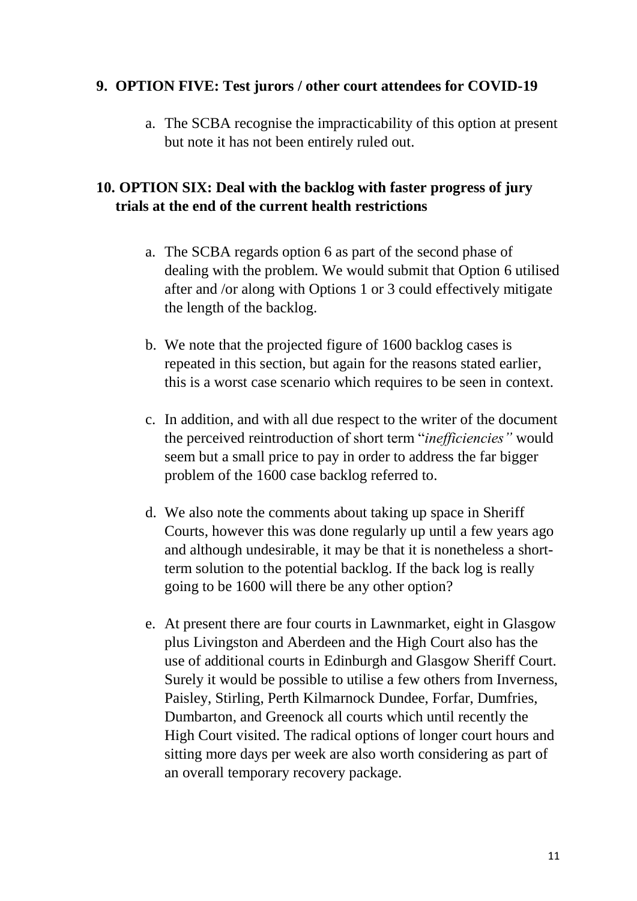**9. OPTION FIVE: Test jurors / other court attendees for COVID-19**

a. The SCBA recognise the impracticability of this option at present but note it has not been entirely ruled out.

**10. OPTION SIX: Deal with the backlog with faster progress of jury trials at the end of the current health restrictions**

a. The SCBA regards option 6 as part of the second phase of dealing with the problem. We would submit that Option 6 utilised after and /or along with Options 1 or 3 could effectively mitigate the length of the backlog.

b. We note that the projected figure of 1600 backlog cases is repeated in this section, but again for the reasons stated earlier, this is a worst case scenario which requires to be seen in context.

c. In addition, and with all due respect to the writer of the document the perceived reintroduction of short term "*inefficiencies"* would seem but a small price to pay in order to address the far bigger problem of the 1600 case backlog referred to.

d. We also note the comments about taking up space in Sheriff Courts, however this was done regularly up until a few years ago and although undesirable, it may be that it is nonetheless a short-term solution to the potential backlog. If the back log is really going to be 1600 will there be any other option?

e. At present there are four courts in Lawnmarket, eight in Glasgow plus Livingston and Aberdeen and the High Court also has the use of additional courts in Edinburgh and Glasgow Sheriff Court. Surely it would be possible to utilise a few others from Inverness, Paisley, Stirling, Perth Kilmarnock Dundee, Forfar, Dumfries, Dumbarton, and Greenock all courts which until recently the High Court visited. The radical options of longer court hours and sitting more days per week are also worth considering as part of an overall temporary recovery package.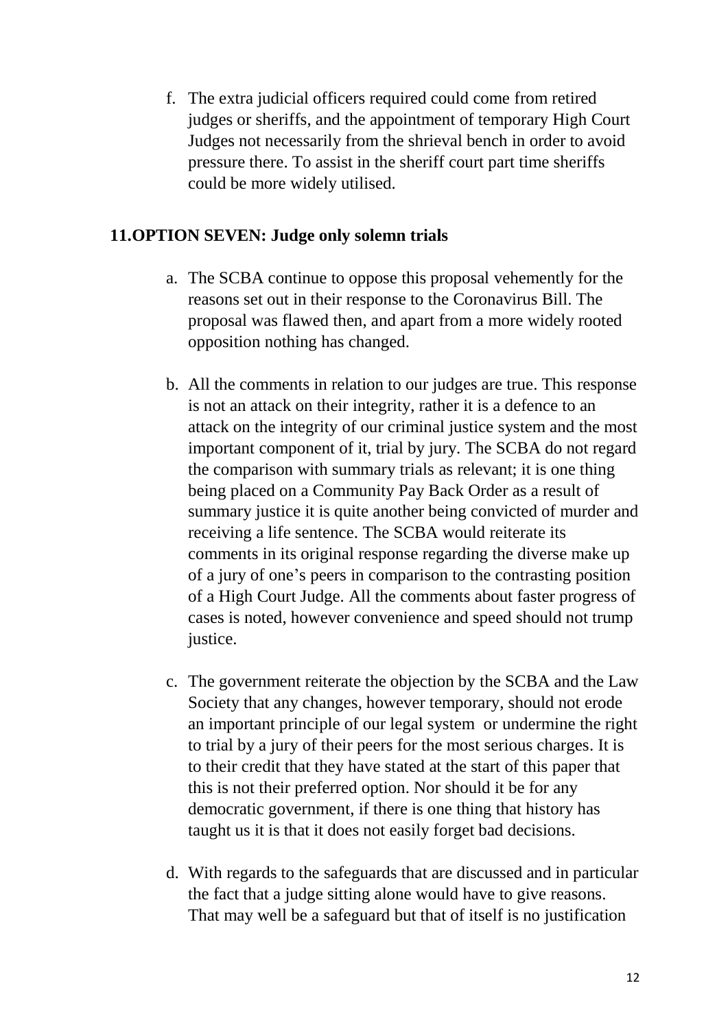f. The extra judicial officers required could come from retired judges or sheriffs, and the appointment of temporary High Court Judges not necessarily from the shrieval bench in order to avoid pressure there. To assist in the sheriff court part time sheriffs could be more widely utilised.

## 11. OPTION SEVEN: Judge only solemn trials

a. The SCBA continue to oppose this proposal vehemently for the reasons set out in their response to the Coronavirus Bill. The proposal was flawed then, and apart from a more widely rooted opposition nothing has changed.

b. All the comments in relation to our judges are true. This response is not an attack on their integrity, rather it is a defence to an attack on the integrity of our criminal justice system and the most important component of it, trial by jury. The SCBA do not regard the comparison with summary trials as relevant; it is one thing being placed on a Community Pay Back Order as a result of summary justice it is quite another being convicted of murder and receiving a life sentence. The SCBA would reiterate its comments in its original response regarding the diverse make up of a jury of one's peers in comparison to the contrasting position of a High Court Judge. All the comments about faster progress of cases is noted, however convenience and speed should not trump justice.

c. The government reiterate the objection by the SCBA and the Law Society that any changes, however temporary, should not erode an important principle of our legal system or undermine the right to trial by a jury of their peers for the most serious charges. It is to their credit that they have stated at the start of this paper that this is not their preferred option. Nor should it be for any democratic government, if there is one thing that history has taught us it is that it does not easily forget bad decisions.

d. With regards to the safeguards that are discussed and in particular the fact that a judge sitting alone would have to give reasons. That may well be a safeguard but that of itself is no justification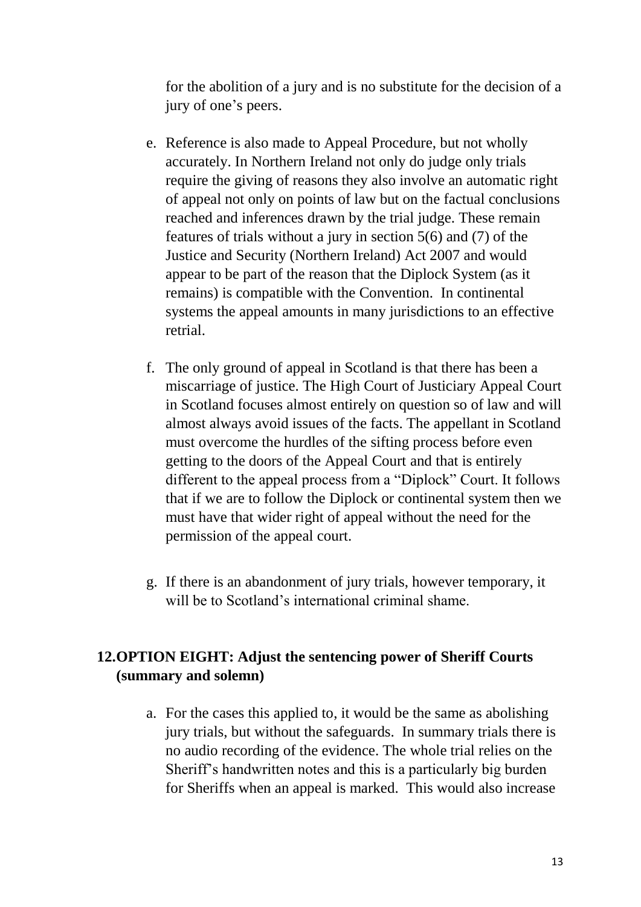for the abolition of a jury and is no substitute for the decision of a jury of one's peers.

e. Reference is also made to Appeal Procedure, but not wholly accurately. In Northern Ireland not only do judge only trials require the giving of reasons they also involve an automatic right of appeal not only on points of law but on the factual conclusions reached and inferences drawn by the trial judge. These remain features of trials without a jury in section 5(6) and (7) of the Justice and Security (Northern Ireland) Act 2007 and would appear to be part of the reason that the Diplock System (as it remains) is compatible with the Convention. In continental systems the appeal amounts in many jurisdictions to an effective retrial.

f. The only ground of appeal in Scotland is that there has been a miscarriage of justice. The High Court of Justiciary Appeal Court in Scotland focuses almost entirely on question so of law and will almost always avoid issues of the facts. The appellant in Scotland must overcome the hurdles of the sifting process before even getting to the doors of the Appeal Court and that is entirely different to the appeal process from a "Diplock" Court. It follows that if we are to follow the Diplock or continental system then we must have that wider right of appeal without the need for the permission of the appeal court.

g. If there is an abandonment of jury trials, however temporary, it will be to Scotland's international criminal shame.

## 12. OPTION EIGHT: Adjust the sentencing power of Sheriff Courts (summary and solemn)

a. For the cases this applied to, it would be the same as abolishing jury trials, but without the safeguards. In summary trials there is no audio recording of the evidence. The whole trial relies on the Sheriff's handwritten notes and this is a particularly big burden for Sheriffs when an appeal is marked. This would also increase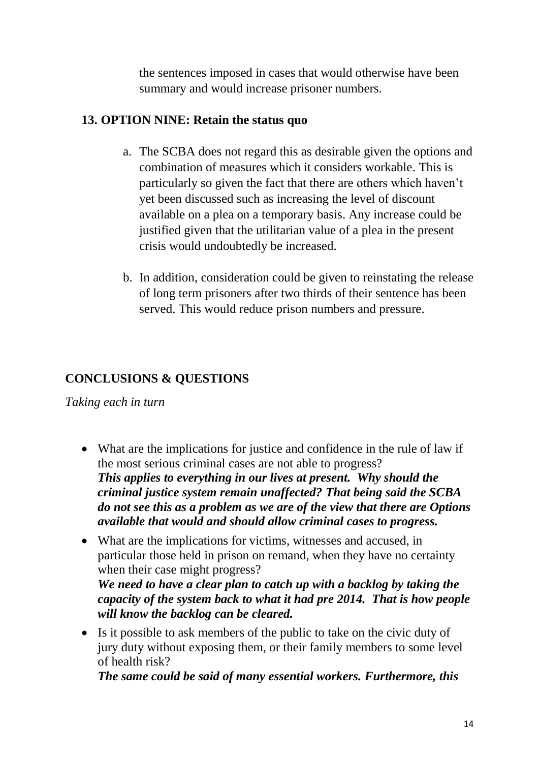the sentences imposed in cases that would otherwise have been summary and would increase prisoner numbers.

## 13. OPTION NINE: Retain the status quo

a. The SCBA does not regard this as desirable given the options and combination of measures which it considers workable. This is particularly so given the fact that there are others which haven't yet been discussed such as increasing the level of discount available on a plea on a temporary basis. Any increase could be justified given that the utilitarian value of a plea in the present crisis would undoubtedly be increased.

b. In addition, consideration could be given to reinstating the release of long term prisoners after two thirds of their sentence has been served. This would reduce prison numbers and pressure.

## CONCLUSIONS & QUESTIONS

*Taking each in turn*

- What are the implications for justice and confidence in the rule of law if the most serious criminal cases are not able to progress?
  ***This applies to everything in our lives at present. Why should the criminal justice system remain unaffected? That being said the SCBA do not see this as a problem as we are of the view that there are Options available that would and should allow criminal cases to progress.***
- What are the implications for victims, witnesses and accused, in particular those held in prison on remand, when they have no certainty when their case might progress?
  ***We need to have a clear plan to catch up with a backlog by taking the capacity of the system back to what it had pre 2014. That is how people will know the backlog can be cleared.***
- Is it possible to ask members of the public to take on the civic duty of jury duty without exposing them, or their family members to some level of health risk?
  ***The same could be said of many essential workers. Furthermore, this***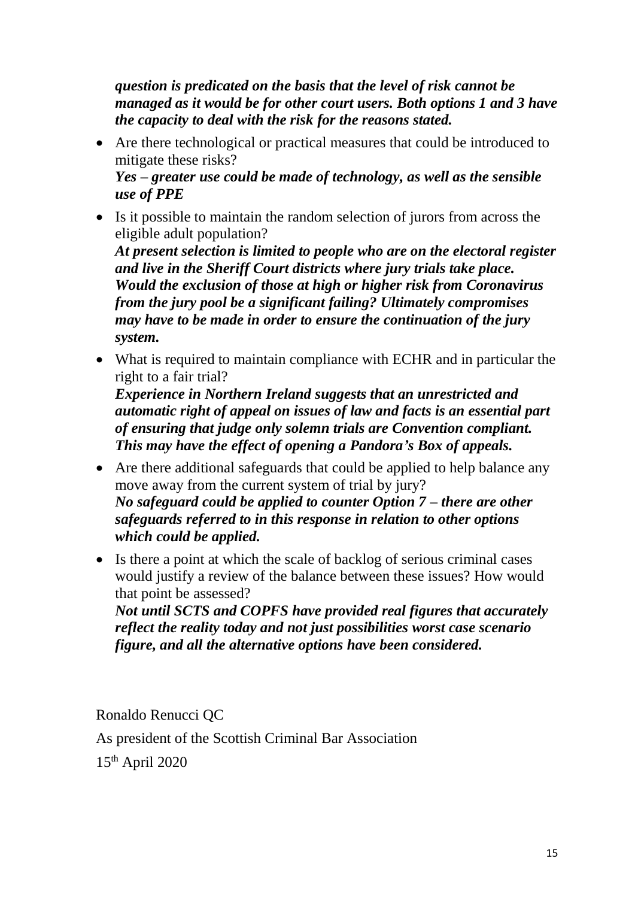***question is predicated on the basis that the level of risk cannot be managed as it would be for other court users. Both options 1 and 3 have the capacity to deal with the risk for the reasons stated.***

- Are there technological or practical measures that could be introduced to mitigate these risks?
  ***Yes – greater use could be made of technology, as well as the sensible use of PPE***
- Is it possible to maintain the random selection of jurors from across the eligible adult population?
  ***At present selection is limited to people who are on the electoral register and live in the Sheriff Court districts where jury trials take place. Would the exclusion of those at high or higher risk from Coronavirus from the jury pool be a significant failing? Ultimately compromises may have to be made in order to ensure the continuation of the jury system.***
- What is required to maintain compliance with ECHR and in particular the right to a fair trial?
  ***Experience in Northern Ireland suggests that an unrestricted and automatic right of appeal on issues of law and facts is an essential part of ensuring that judge only solemn trials are Convention compliant. This may have the effect of opening a Pandora's Box of appeals.***
- Are there additional safeguards that could be applied to help balance any move away from the current system of trial by jury?
  ***No safeguard could be applied to counter Option 7 – there are other safeguards referred to in this response in relation to other options which could be applied.***
- Is there a point at which the scale of backlog of serious criminal cases would justify a review of the balance between these issues? How would that point be assessed?
  ***Not until SCTS and COPFS have provided real figures that accurately reflect the reality today and not just possibilities worst case scenario figure, and all the alternative options have been considered.***

Ronaldo Renucci QC

As president of the Scottish Criminal Bar Association

15th April 2020